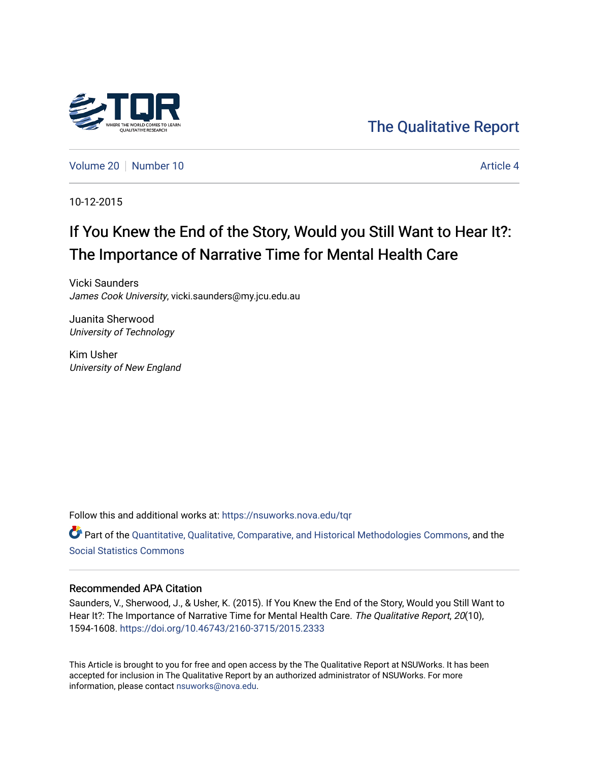The Qualitative Report

Volume 20 | Number 10 | Article 4

10-12-2015

# If You Knew the End of the Story, Would you Still Want to Hear It?: The Importance of Narrative Time for Mental Health Care

Vicki Saunders
*James Cook University*, vicki.saunders@my.jcu.edu.au

Juanita Sherwood
*University of Technology*

Kim Usher
*University of New England*

Follow this and additional works at: https://nsuworks.nova.edu/tqr

Part of the Quantitative, Qualitative, Comparative, and Historical Methodologies Commons, and the Social Statistics Commons

## Recommended APA Citation

Saunders, V., Sherwood, J., & Usher, K. (2015). If You Knew the End of the Story, Would you Still Want to Hear It?: The Importance of Narrative Time for Mental Health Care. *The Qualitative Report*, *20*(10), 1594-1608. https://doi.org/10.46743/2160-3715/2015.2333

This Article is brought to you for free and open access by the The Qualitative Report at NSUWorks. It has been accepted for inclusion in The Qualitative Report by an authorized administrator of NSUWorks. For more information, please contact nsuworks@nova.edu.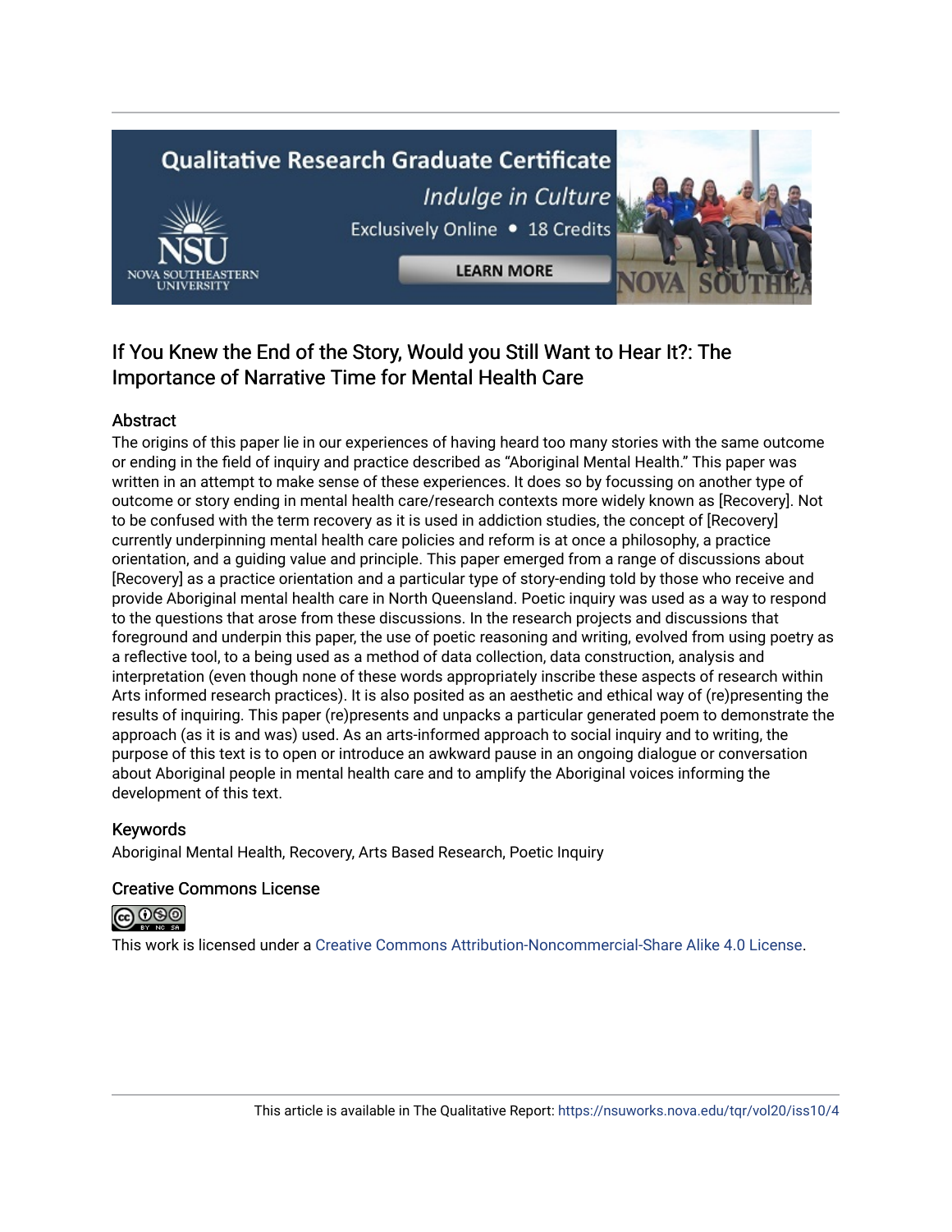# If You Knew the End of the Story, Would you Still Want to Hear It?: The Importance of Narrative Time for Mental Health Care

## Abstract

The origins of this paper lie in our experiences of having heard too many stories with the same outcome or ending in the field of inquiry and practice described as "Aboriginal Mental Health." This paper was written in an attempt to make sense of these experiences. It does so by focussing on another type of outcome or story ending in mental health care/research contexts more widely known as [Recovery]. Not to be confused with the term recovery as it is used in addiction studies, the concept of [Recovery] currently underpinning mental health care policies and reform is at once a philosophy, a practice orientation, and a guiding value and principle. This paper emerged from a range of discussions about [Recovery] as a practice orientation and a particular type of story-ending told by those who receive and provide Aboriginal mental health care in North Queensland. Poetic inquiry was used as a way to respond to the questions that arose from these discussions. In the research projects and discussions that foreground and underpin this paper, the use of poetic reasoning and writing, evolved from using poetry as a reflective tool, to a being used as a method of data collection, data construction, analysis and interpretation (even though none of these words appropriately inscribe these aspects of research within Arts informed research practices). It is also posited as an aesthetic and ethical way of (re)presenting the results of inquiring. This paper (re)presents and unpacks a particular generated poem to demonstrate the approach (as it is and was) used. As an arts-informed approach to social inquiry and to writing, the purpose of this text is to open or introduce an awkward pause in an ongoing dialogue or conversation about Aboriginal people in mental health care and to amplify the Aboriginal voices informing the development of this text.

## Keywords

Aboriginal Mental Health, Recovery, Arts Based Research, Poetic Inquiry

## Creative Commons License

This work is licensed under a Creative Commons Attribution-Noncommercial-Share Alike 4.0 License.

This article is available in The Qualitative Report: https://nsuworks.nova.edu/tqr/vol20/iss10/4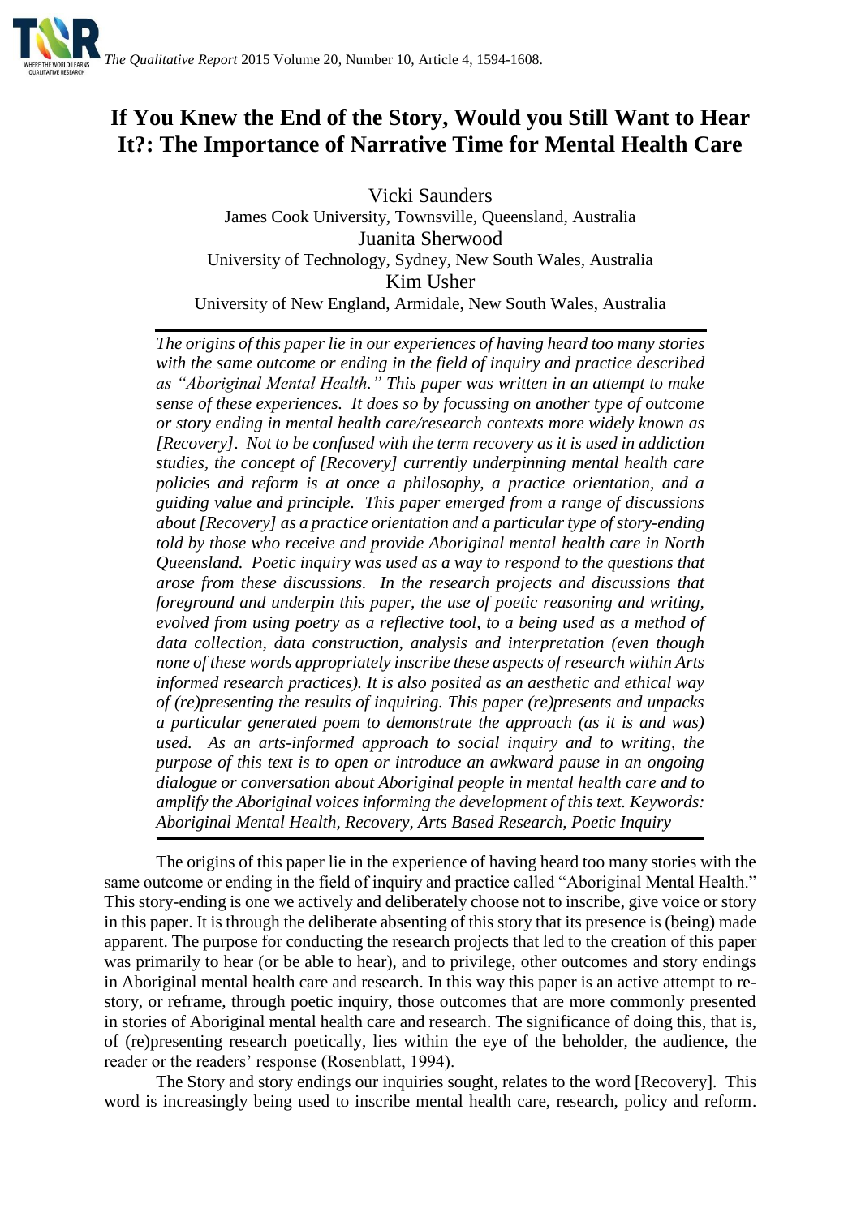# If You Knew the End of the Story, Would you Still Want to Hear It?: The Importance of Narrative Time for Mental Health Care

Vicki Saunders
James Cook University, Townsville, Queensland, Australia
Juanita Sherwood
University of Technology, Sydney, New South Wales, Australia
Kim Usher
University of New England, Armidale, New South Wales, Australia

*The origins of this paper lie in our experiences of having heard too many stories with the same outcome or ending in the field of inquiry and practice described as "Aboriginal Mental Health." This paper was written in an attempt to make sense of these experiences. It does so by focussing on another type of outcome or story ending in mental health care/research contexts more widely known as [Recovery]. Not to be confused with the term recovery as it is used in addiction studies, the concept of [Recovery] currently underpinning mental health care policies and reform is at once a philosophy, a practice orientation, and a guiding value and principle. This paper emerged from a range of discussions about [Recovery] as a practice orientation and a particular type of story-ending told by those who receive and provide Aboriginal mental health care in North Queensland. Poetic inquiry was used as a way to respond to the questions that arose from these discussions. In the research projects and discussions that foreground and underpin this paper, the use of poetic reasoning and writing, evolved from using poetry as a reflective tool, to a being used as a method of data collection, data construction, analysis and interpretation (even though none of these words appropriately inscribe these aspects of research within Arts informed research practices). It is also posited as an aesthetic and ethical way of (re)presenting the results of inquiring. This paper (re)presents and unpacks a particular generated poem to demonstrate the approach (as it is and was) used. As an arts-informed approach to social inquiry and to writing, the purpose of this text is to open or introduce an awkward pause in an ongoing dialogue or conversation about Aboriginal people in mental health care and to amplify the Aboriginal voices informing the development of this text. Keywords: Aboriginal Mental Health, Recovery, Arts Based Research, Poetic Inquiry*

The origins of this paper lie in the experience of having heard too many stories with the same outcome or ending in the field of inquiry and practice called "Aboriginal Mental Health." This story-ending is one we actively and deliberately choose not to inscribe, give voice or story in this paper. It is through the deliberate absenting of this story that its presence is (being) made apparent. The purpose for conducting the research projects that led to the creation of this paper was primarily to hear (or be able to hear), and to privilege, other outcomes and story endings in Aboriginal mental health care and research. In this way this paper is an active attempt to re-story, or reframe, through poetic inquiry, those outcomes that are more commonly presented in stories of Aboriginal mental health care and research. The significance of doing this, that is, of (re)presenting research poetically, lies within the eye of the beholder, the audience, the reader or the readers' response (Rosenblatt, 1994).

The Story and story endings our inquiries sought, relates to the word [Recovery]. This word is increasingly being used to inscribe mental health care, research, policy and reform.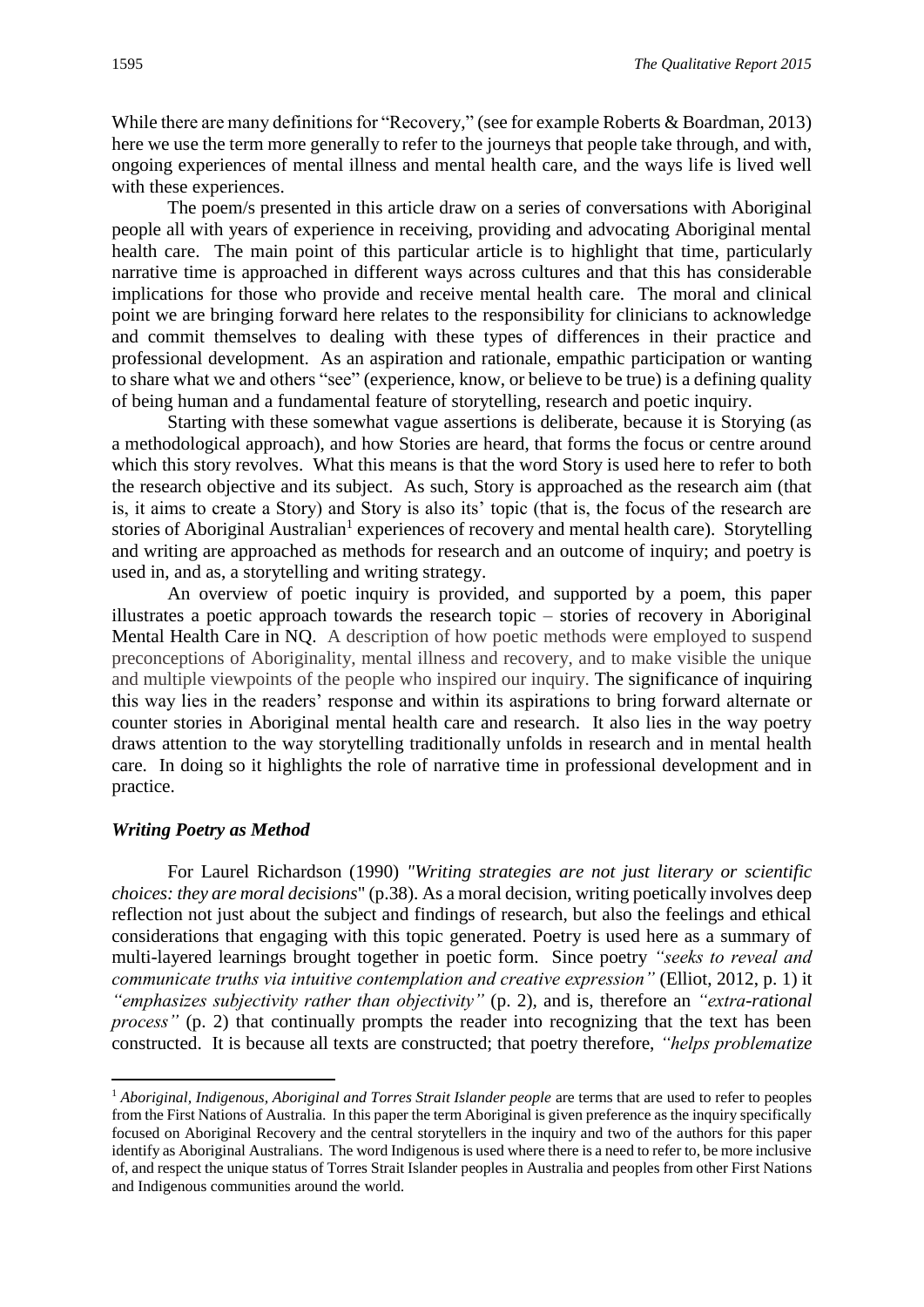While there are many definitions for "Recovery," (see for example Roberts & Boardman, 2013) here we use the term more generally to refer to the journeys that people take through, and with, ongoing experiences of mental illness and mental health care, and the ways life is lived well with these experiences.

The poem/s presented in this article draw on a series of conversations with Aboriginal people all with years of experience in receiving, providing and advocating Aboriginal mental health care. The main point of this particular article is to highlight that time, particularly narrative time is approached in different ways across cultures and that this has considerable implications for those who provide and receive mental health care. The moral and clinical point we are bringing forward here relates to the responsibility for clinicians to acknowledge and commit themselves to dealing with these types of differences in their practice and professional development. As an aspiration and rationale, empathic participation or wanting to share what we and others "see" (experience, know, or believe to be true) is a defining quality of being human and a fundamental feature of storytelling, research and poetic inquiry.

Starting with these somewhat vague assertions is deliberate, because it is Storying (as a methodological approach), and how Stories are heard, that forms the focus or centre around which this story revolves. What this means is that the word Story is used here to refer to both the research objective and its subject. As such, Story is approached as the research aim (that is, it aims to create a Story) and Story is also its' topic (that is, the focus of the research are stories of Aboriginal Australian[1] experiences of recovery and mental health care). Storytelling and writing are approached as methods for research and an outcome of inquiry; and poetry is used in, and as, a storytelling and writing strategy.

An overview of poetic inquiry is provided, and supported by a poem, this paper illustrates a poetic approach towards the research topic – stories of recovery in Aboriginal Mental Health Care in NQ. A description of how poetic methods were employed to suspend preconceptions of Aboriginality, mental illness and recovery, and to make visible the unique and multiple viewpoints of the people who inspired our inquiry. The significance of inquiring this way lies in the readers' response and within its aspirations to bring forward alternate or counter stories in Aboriginal mental health care and research. It also lies in the way poetry draws attention to the way storytelling traditionally unfolds in research and in mental health care. In doing so it highlights the role of narrative time in professional development and in practice.

### *Writing Poetry as Method*

For Laurel Richardson (1990) *"Writing strategies are not just literary or scientific choices: they are moral decisions*" (p.38). As a moral decision, writing poetically involves deep reflection not just about the subject and findings of research, but also the feelings and ethical considerations that engaging with this topic generated. Poetry is used here as a summary of multi-layered learnings brought together in poetic form. Since poetry *"seeks to reveal and communicate truths via intuitive contemplation and creative expression"* (Elliot, 2012, p. 1) it *"emphasizes subjectivity rather than objectivity"* (p. 2), and is, therefore an *"extra-rational process"* (p. 2) that continually prompts the reader into recognizing that the text has been constructed. It is because all texts are constructed; that poetry therefore, *"helps problematize*

---

[1] *Aboriginal, Indigenous, Aboriginal and Torres Strait Islander people* are terms that are used to refer to peoples from the First Nations of Australia. In this paper the term Aboriginal is given preference as the inquiry specifically focused on Aboriginal Recovery and the central storytellers in the inquiry and two of the authors for this paper identify as Aboriginal Australians. The word Indigenous is used where there is a need to refer to, be more inclusive of, and respect the unique status of Torres Strait Islander peoples in Australia and peoples from other First Nations and Indigenous communities around the world.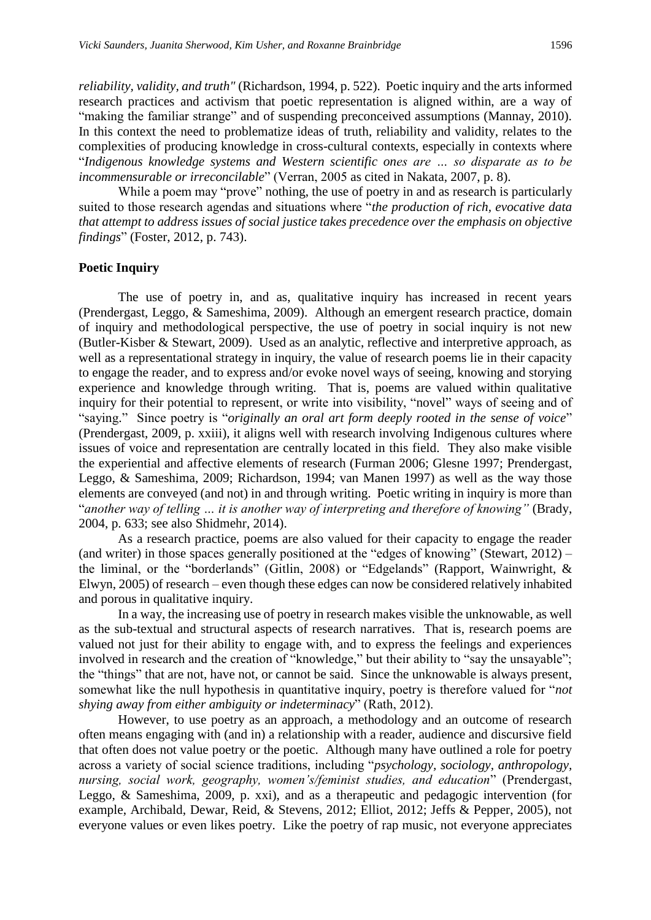*reliability, validity, and truth"* (Richardson, 1994, p. 522). Poetic inquiry and the arts informed research practices and activism that poetic representation is aligned within, are a way of "making the familiar strange" and of suspending preconceived assumptions (Mannay, 2010). In this context the need to problematize ideas of truth, reliability and validity, relates to the complexities of producing knowledge in cross-cultural contexts, especially in contexts where "*Indigenous knowledge systems and Western scientific ones are … so disparate as to be incommensurable or irreconcilable*" (Verran, 2005 as cited in Nakata, 2007, p. 8).

While a poem may "prove" nothing, the use of poetry in and as research is particularly suited to those research agendas and situations where "*the production of rich, evocative data that attempt to address issues of social justice takes precedence over the emphasis on objective findings*" (Foster, 2012, p. 743).

## Poetic Inquiry

The use of poetry in, and as, qualitative inquiry has increased in recent years (Prendergast, Leggo, & Sameshima, 2009). Although an emergent research practice, domain of inquiry and methodological perspective, the use of poetry in social inquiry is not new (Butler-Kisber & Stewart, 2009). Used as an analytic, reflective and interpretive approach, as well as a representational strategy in inquiry, the value of research poems lie in their capacity to engage the reader, and to express and/or evoke novel ways of seeing, knowing and storying experience and knowledge through writing. That is, poems are valued within qualitative inquiry for their potential to represent, or write into visibility, "novel" ways of seeing and of "saying." Since poetry is "*originally an oral art form deeply rooted in the sense of voice*" (Prendergast, 2009, p. xxiii), it aligns well with research involving Indigenous cultures where issues of voice and representation are centrally located in this field. They also make visible the experiential and affective elements of research (Furman 2006; Glesne 1997; Prendergast, Leggo, & Sameshima, 2009; Richardson, 1994; van Manen 1997) as well as the way those elements are conveyed (and not) in and through writing. Poetic writing in inquiry is more than "*another way of telling … it is another way of interpreting and therefore of knowing"* (Brady, 2004, p. 633; see also Shidmehr, 2014).

As a research practice, poems are also valued for their capacity to engage the reader (and writer) in those spaces generally positioned at the "edges of knowing" (Stewart, 2012) – the liminal, or the "borderlands" (Gitlin, 2008) or "Edgelands" (Rapport, Wainwright, & Elwyn, 2005) of research – even though these edges can now be considered relatively inhabited and porous in qualitative inquiry.

In a way, the increasing use of poetry in research makes visible the unknowable, as well as the sub-textual and structural aspects of research narratives. That is, research poems are valued not just for their ability to engage with, and to express the feelings and experiences involved in research and the creation of "knowledge," but their ability to "say the unsayable"; the "things" that are not, have not, or cannot be said. Since the unknowable is always present, somewhat like the null hypothesis in quantitative inquiry, poetry is therefore valued for "*not shying away from either ambiguity or indeterminacy*" (Rath, 2012).

However, to use poetry as an approach, a methodology and an outcome of research often means engaging with (and in) a relationship with a reader, audience and discursive field that often does not value poetry or the poetic. Although many have outlined a role for poetry across a variety of social science traditions, including "*psychology, sociology, anthropology, nursing, social work, geography, women's/feminist studies, and education*" (Prendergast, Leggo, & Sameshima, 2009, p. xxi), and as a therapeutic and pedagogic intervention (for example, Archibald, Dewar, Reid, & Stevens, 2012; Elliot, 2012; Jeffs & Pepper, 2005), not everyone values or even likes poetry. Like the poetry of rap music, not everyone appreciates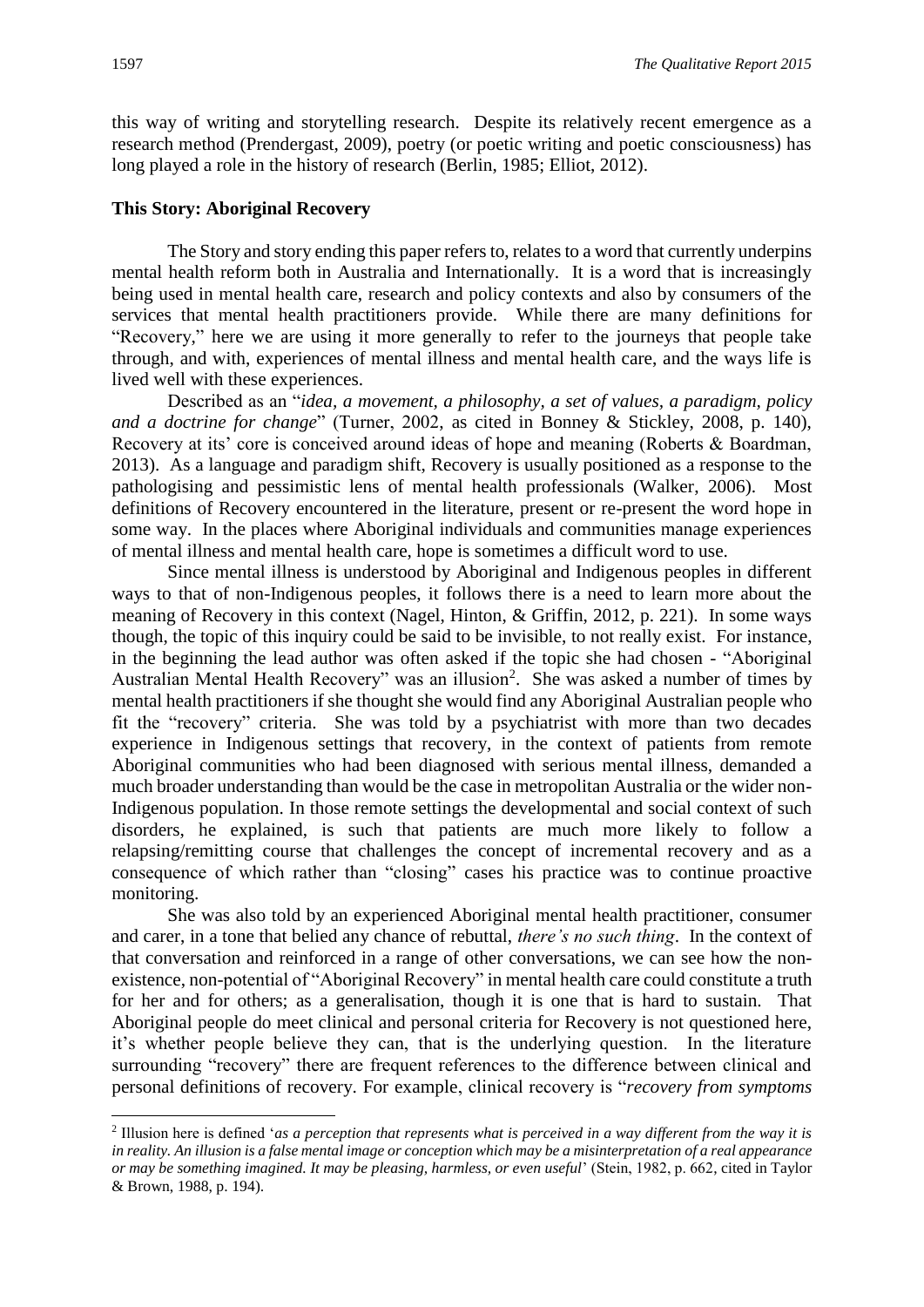this way of writing and storytelling research. Despite its relatively recent emergence as a research method (Prendergast, 2009), poetry (or poetic writing and poetic consciousness) has long played a role in the history of research (Berlin, 1985; Elliot, 2012).

### This Story: Aboriginal Recovery

The Story and story ending this paper refers to, relates to a word that currently underpins mental health reform both in Australia and Internationally. It is a word that is increasingly being used in mental health care, research and policy contexts and also by consumers of the services that mental health practitioners provide. While there are many definitions for "Recovery," here we are using it more generally to refer to the journeys that people take through, and with, experiences of mental illness and mental health care, and the ways life is lived well with these experiences.

Described as an "*idea, a movement, a philosophy, a set of values, a paradigm, policy and a doctrine for change*" (Turner, 2002, as cited in Bonney & Stickley, 2008, p. 140), Recovery at its' core is conceived around ideas of hope and meaning (Roberts & Boardman, 2013). As a language and paradigm shift, Recovery is usually positioned as a response to the pathologising and pessimistic lens of mental health professionals (Walker, 2006). Most definitions of Recovery encountered in the literature, present or re-present the word hope in some way. In the places where Aboriginal individuals and communities manage experiences of mental illness and mental health care, hope is sometimes a difficult word to use.

Since mental illness is understood by Aboriginal and Indigenous peoples in different ways to that of non-Indigenous peoples, it follows there is a need to learn more about the meaning of Recovery in this context (Nagel, Hinton, & Griffin, 2012, p. 221). In some ways though, the topic of this inquiry could be said to be invisible, to not really exist. For instance, in the beginning the lead author was often asked if the topic she had chosen - "Aboriginal Australian Mental Health Recovery" was an illusion[2]. She was asked a number of times by mental health practitioners if she thought she would find any Aboriginal Australian people who fit the "recovery" criteria. She was told by a psychiatrist with more than two decades experience in Indigenous settings that recovery, in the context of patients from remote Aboriginal communities who had been diagnosed with serious mental illness, demanded a much broader understanding than would be the case in metropolitan Australia or the wider non-Indigenous population. In those remote settings the developmental and social context of such disorders, he explained, is such that patients are much more likely to follow a relapsing/remitting course that challenges the concept of incremental recovery and as a consequence of which rather than "closing" cases his practice was to continue proactive monitoring.

She was also told by an experienced Aboriginal mental health practitioner, consumer and carer, in a tone that belied any chance of rebuttal, *there's no such thing*. In the context of that conversation and reinforced in a range of other conversations, we can see how the non-existence, non-potential of "Aboriginal Recovery" in mental health care could constitute a truth for her and for others; as a generalisation, though it is one that is hard to sustain. That Aboriginal people do meet clinical and personal criteria for Recovery is not questioned here, it's whether people believe they can, that is the underlying question. In the literature surrounding "recovery" there are frequent references to the difference between clinical and personal definitions of recovery. For example, clinical recovery is "*recovery from symptoms*

[2] Illusion here is defined '*as a perception that represents what is perceived in a way different from the way it is in reality. An illusion is a false mental image or conception which may be a misinterpretation of a real appearance or may be something imagined. It may be pleasing, harmless, or even useful*' (Stein, 1982, p. 662, cited in Taylor & Brown, 1988, p. 194).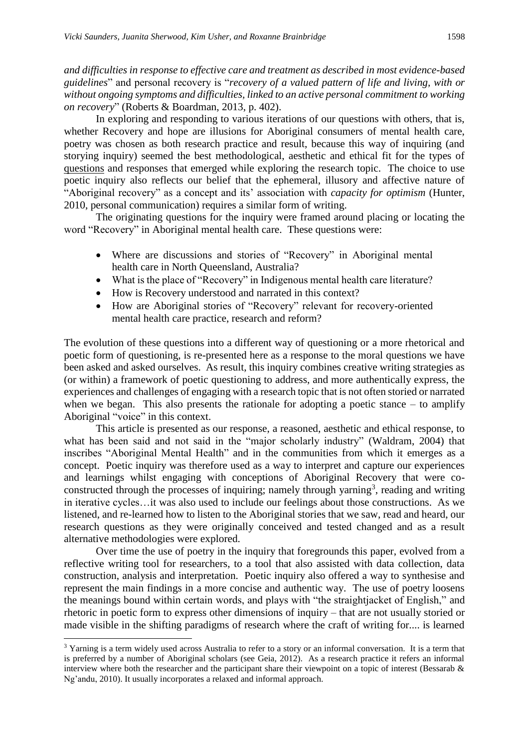*and difficulties in response to effective care and treatment as described in most evidence-based guidelines*" and personal recovery is "*recovery of a valued pattern of life and living, with or without ongoing symptoms and difficulties, linked to an active personal commitment to working on recovery*" (Roberts & Boardman, 2013, p. 402).

In exploring and responding to various iterations of our questions with others, that is, whether Recovery and hope are illusions for Aboriginal consumers of mental health care, poetry was chosen as both research practice and result, because this way of inquiring (and storying inquiry) seemed the best methodological, aesthetic and ethical fit for the types of questions and responses that emerged while exploring the research topic. The choice to use poetic inquiry also reflects our belief that the ephemeral, illusory and affective nature of "Aboriginal recovery" as a concept and its' association with *capacity for optimism* (Hunter, 2010, personal communication) requires a similar form of writing.

The originating questions for the inquiry were framed around placing or locating the word "Recovery" in Aboriginal mental health care. These questions were:

- Where are discussions and stories of "Recovery" in Aboriginal mental health care in North Queensland, Australia?
- What is the place of "Recovery" in Indigenous mental health care literature?
- How is Recovery understood and narrated in this context?
- How are Aboriginal stories of "Recovery" relevant for recovery-oriented mental health care practice, research and reform?

The evolution of these questions into a different way of questioning or a more rhetorical and poetic form of questioning, is re-presented here as a response to the moral questions we have been asked and asked ourselves. As result, this inquiry combines creative writing strategies as (or within) a framework of poetic questioning to address, and more authentically express, the experiences and challenges of engaging with a research topic that is not often storied or narrated when we began. This also presents the rationale for adopting a poetic stance – to amplify Aboriginal "voice" in this context.

This article is presented as our response, a reasoned, aesthetic and ethical response, to what has been said and not said in the "major scholarly industry" (Waldram, 2004) that inscribes "Aboriginal Mental Health" and in the communities from which it emerges as a concept. Poetic inquiry was therefore used as a way to interpret and capture our experiences and learnings whilst engaging with conceptions of Aboriginal Recovery that were co-constructed through the processes of inquiring; namely through yarning[3], reading and writing in iterative cycles…it was also used to include our feelings about those constructions. As we listened, and re-learned how to listen to the Aboriginal stories that we saw, read and heard, our research questions as they were originally conceived and tested changed and as a result alternative methodologies were explored.

Over time the use of poetry in the inquiry that foregrounds this paper, evolved from a reflective writing tool for researchers, to a tool that also assisted with data collection, data construction, analysis and interpretation. Poetic inquiry also offered a way to synthesise and represent the main findings in a more concise and authentic way. The use of poetry loosens the meanings bound within certain words, and plays with "the straightjacket of English," and rhetoric in poetic form to express other dimensions of inquiry – that are not usually storied or made visible in the shifting paradigms of research where the craft of writing for.... is learned

[3] Yarning is a term widely used across Australia to refer to a story or an informal conversation. It is a term that is preferred by a number of Aboriginal scholars (see Geia, 2012). As a research practice it refers an informal interview where both the researcher and the participant share their viewpoint on a topic of interest (Bessarab & Ng'andu, 2010). It usually incorporates a relaxed and informal approach.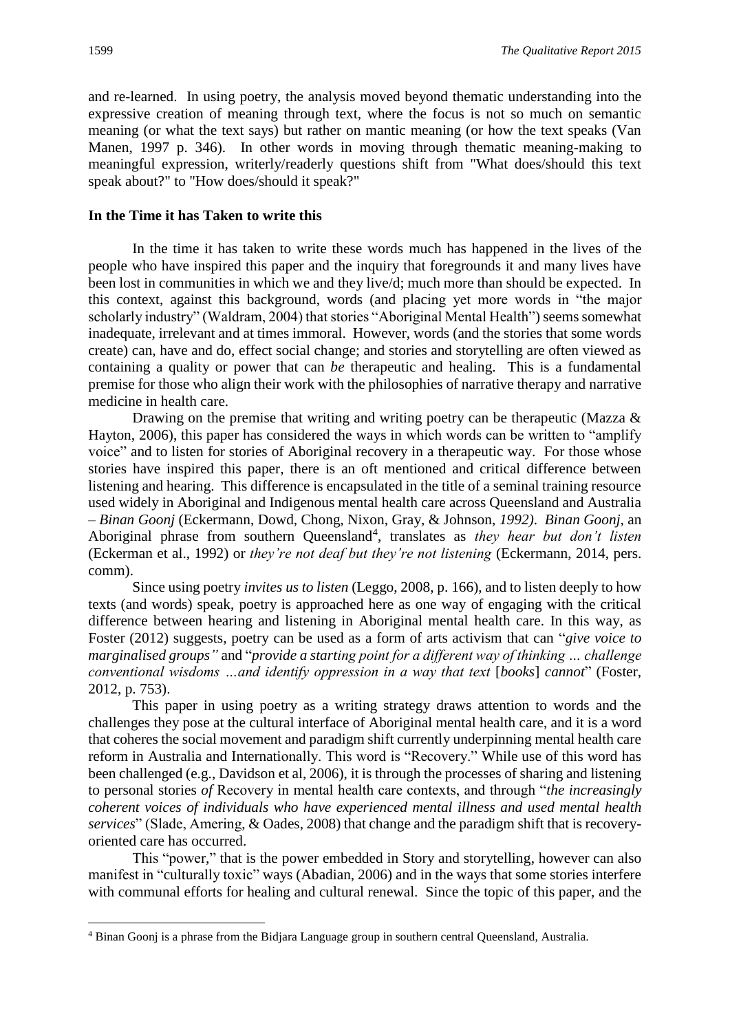and re-learned. In using poetry, the analysis moved beyond thematic understanding into the expressive creation of meaning through text, where the focus is not so much on semantic meaning (or what the text says) but rather on mantic meaning (or how the text speaks (Van Manen, 1997 p. 346). In other words in moving through thematic meaning-making to meaningful expression, writerly/readerly questions shift from "What does/should this text speak about?" to "How does/should it speak?"

**In the Time it has Taken to write this**

In the time it has taken to write these words much has happened in the lives of the people who have inspired this paper and the inquiry that foregrounds it and many lives have been lost in communities in which we and they live/d; much more than should be expected. In this context, against this background, words (and placing yet more words in "the major scholarly industry" (Waldram, 2004) that stories "Aboriginal Mental Health") seems somewhat inadequate, irrelevant and at times immoral. However, words (and the stories that some words create) can, have and do, effect social change; and stories and storytelling are often viewed as containing a quality or power that can *be* therapeutic and healing. This is a fundamental premise for those who align their work with the philosophies of narrative therapy and narrative medicine in health care.

Drawing on the premise that writing and writing poetry can be therapeutic (Mazza & Hayton, 2006), this paper has considered the ways in which words can be written to "amplify voice" and to listen for stories of Aboriginal recovery in a therapeutic way. For those whose stories have inspired this paper, there is an oft mentioned and critical difference between listening and hearing. This difference is encapsulated in the title of a seminal training resource used widely in Aboriginal and Indigenous mental health care across Queensland and Australia – *Binan Goonj* (Eckermann, Dowd, Chong, Nixon, Gray, & Johnson, *1992)*. *Binan Goonj,* an Aboriginal phrase from southern Queensland[4], translates as *they hear but don't listen* (Eckerman et al., 1992) or *they're not deaf but they're not listening* (Eckermann, 2014, pers. comm).

Since using poetry *invites us to listen* (Leggo, 2008, p. 166), and to listen deeply to how texts (and words) speak, poetry is approached here as one way of engaging with the critical difference between hearing and listening in Aboriginal mental health care. In this way, as Foster (2012) suggests, poetry can be used as a form of arts activism that can "*give voice to marginalised groups"* and "*provide a starting point for a different way of thinking … challenge conventional wisdoms …and identify oppression in a way that text* [*books*] *cannot*" (Foster, 2012, p. 753).

This paper in using poetry as a writing strategy draws attention to words and the challenges they pose at the cultural interface of Aboriginal mental health care, and it is a word that coheres the social movement and paradigm shift currently underpinning mental health care reform in Australia and Internationally. This word is "Recovery." While use of this word has been challenged (e.g., Davidson et al, 2006), it is through the processes of sharing and listening to personal stories *of* Recovery in mental health care contexts, and through "*the increasingly coherent voices of individuals who have experienced mental illness and used mental health services*" (Slade, Amering, & Oades, 2008) that change and the paradigm shift that is recovery-oriented care has occurred.

This "power," that is the power embedded in Story and storytelling, however can also manifest in "culturally toxic" ways (Abadian, 2006) and in the ways that some stories interfere with communal efforts for healing and cultural renewal. Since the topic of this paper, and the

---

[4] Binan Goonj is a phrase from the Bidjara Language group in southern central Queensland, Australia.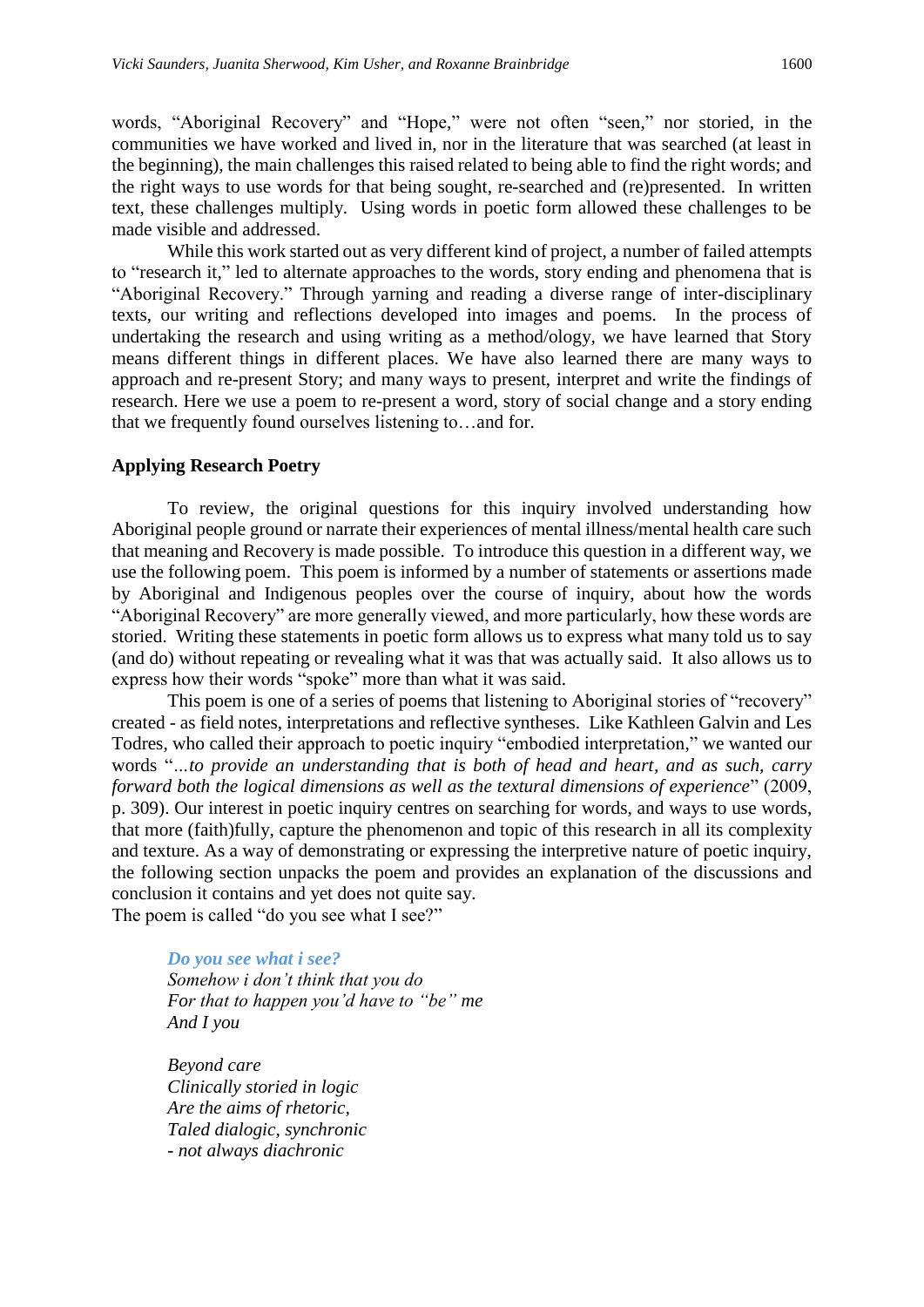words, "Aboriginal Recovery" and "Hope," were not often "seen," nor storied, in the communities we have worked and lived in, nor in the literature that was searched (at least in the beginning), the main challenges this raised related to being able to find the right words; and the right ways to use words for that being sought, re-searched and (re)presented. In written text, these challenges multiply. Using words in poetic form allowed these challenges to be made visible and addressed.

While this work started out as very different kind of project, a number of failed attempts to "research it," led to alternate approaches to the words, story ending and phenomena that is "Aboriginal Recovery." Through yarning and reading a diverse range of inter-disciplinary texts, our writing and reflections developed into images and poems. In the process of undertaking the research and using writing as a method/ology, we have learned that Story means different things in different places. We have also learned there are many ways to approach and re-present Story; and many ways to present, interpret and write the findings of research. Here we use a poem to re-present a word, story of social change and a story ending that we frequently found ourselves listening to…and for.

**Applying Research Poetry**

To review, the original questions for this inquiry involved understanding how Aboriginal people ground or narrate their experiences of mental illness/mental health care such that meaning and Recovery is made possible. To introduce this question in a different way, we use the following poem. This poem is informed by a number of statements or assertions made by Aboriginal and Indigenous peoples over the course of inquiry, about how the words "Aboriginal Recovery" are more generally viewed, and more particularly, how these words are storied. Writing these statements in poetic form allows us to express what many told us to say (and do) without repeating or revealing what it was that was actually said. It also allows us to express how their words "spoke" more than what it was said.

This poem is one of a series of poems that listening to Aboriginal stories of "recovery" created - as field notes, interpretations and reflective syntheses. Like Kathleen Galvin and Les Todres, who called their approach to poetic inquiry "embodied interpretation," we wanted our words "*...to provide an understanding that is both of head and heart, and as such, carry forward both the logical dimensions as well as the textural dimensions of experience*" (2009, p. 309). Our interest in poetic inquiry centres on searching for words, and ways to use words, that more (faith)fully, capture the phenomenon and topic of this research in all its complexity and texture. As a way of demonstrating or expressing the interpretive nature of poetic inquiry, the following section unpacks the poem and provides an explanation of the discussions and conclusion it contains and yet does not quite say.
The poem is called "do you see what I see?"

***Do you see what i see?***
*Somehow i don't think that you do*
*For that to happen you'd have to "be" me*
*And I you*

*Beyond care*
*Clinically storied in logic*
*Are the aims of rhetoric,*
*Taled dialogic, synchronic*
*- not always diachronic*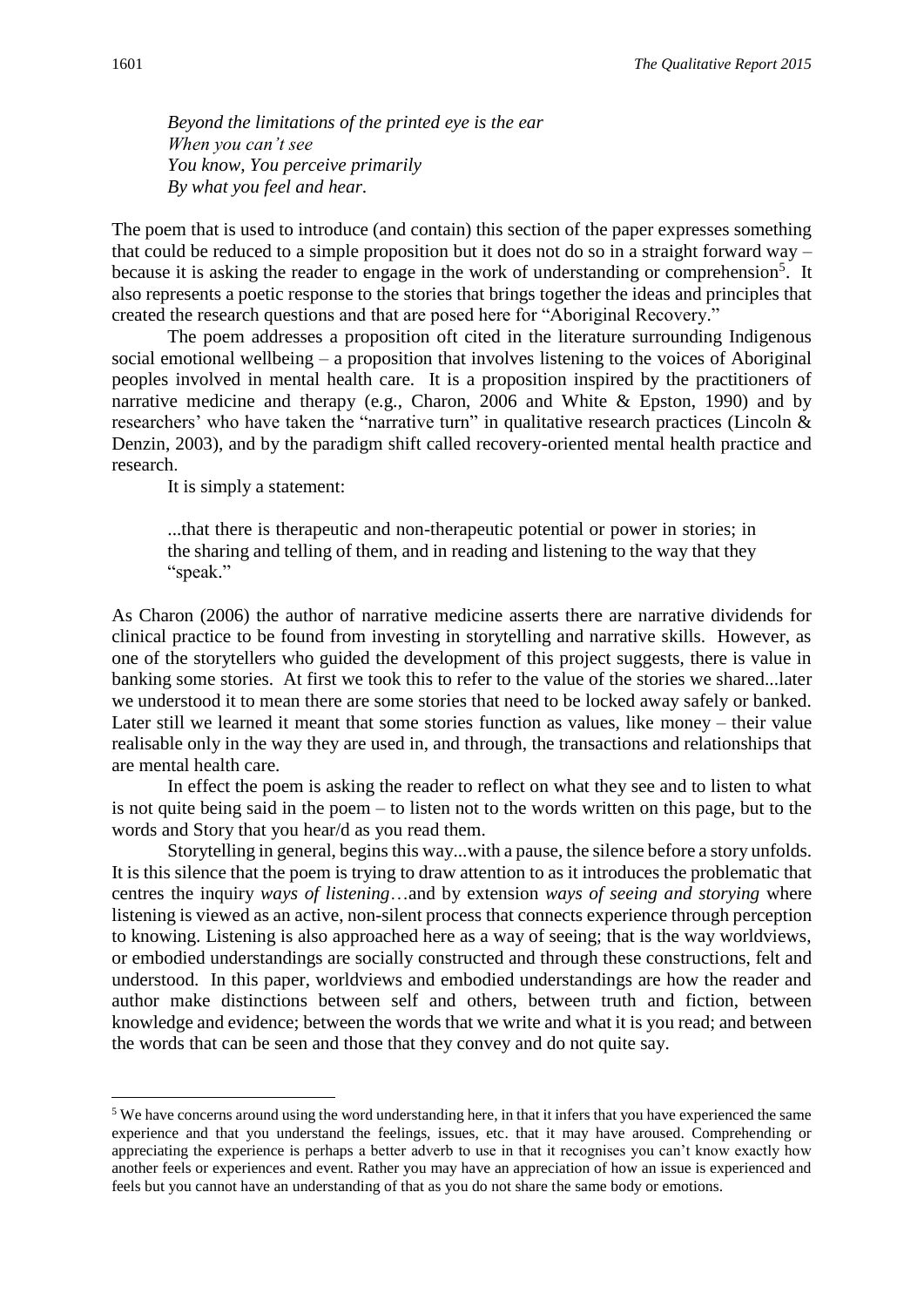*Beyond the limitations of the printed eye is the ear*
*When you can't see*
*You know, You perceive primarily*
*By what you feel and hear.*

The poem that is used to introduce (and contain) this section of the paper expresses something that could be reduced to a simple proposition but it does not do so in a straight forward way – because it is asking the reader to engage in the work of understanding or comprehension[5]. It also represents a poetic response to the stories that brings together the ideas and principles that created the research questions and that are posed here for "Aboriginal Recovery."

The poem addresses a proposition oft cited in the literature surrounding Indigenous social emotional wellbeing – a proposition that involves listening to the voices of Aboriginal peoples involved in mental health care. It is a proposition inspired by the practitioners of narrative medicine and therapy (e.g., Charon, 2006 and White & Epston, 1990) and by researchers' who have taken the "narrative turn" in qualitative research practices (Lincoln & Denzin, 2003), and by the paradigm shift called recovery-oriented mental health practice and research.

It is simply a statement:

> ...that there is therapeutic and non-therapeutic potential or power in stories; in the sharing and telling of them, and in reading and listening to the way that they "speak."

As Charon (2006) the author of narrative medicine asserts there are narrative dividends for clinical practice to be found from investing in storytelling and narrative skills. However, as one of the storytellers who guided the development of this project suggests, there is value in banking some stories. At first we took this to refer to the value of the stories we shared...later we understood it to mean there are some stories that need to be locked away safely or banked. Later still we learned it meant that some stories function as values, like money – their value realisable only in the way they are used in, and through, the transactions and relationships that are mental health care.

In effect the poem is asking the reader to reflect on what they see and to listen to what is not quite being said in the poem – to listen not to the words written on this page, but to the words and Story that you hear/d as you read them.

Storytelling in general, begins this way...with a pause, the silence before a story unfolds. It is this silence that the poem is trying to draw attention to as it introduces the problematic that centres the inquiry *ways of listening*…and by extension *ways of seeing and storying* where listening is viewed as an active, non-silent process that connects experience through perception to knowing. Listening is also approached here as a way of seeing; that is the way worldviews, or embodied understandings are socially constructed and through these constructions, felt and understood. In this paper, worldviews and embodied understandings are how the reader and author make distinctions between self and others, between truth and fiction, between knowledge and evidence; between the words that we write and what it is you read; and between the words that can be seen and those that they convey and do not quite say.

---

[5] We have concerns around using the word understanding here, in that it infers that you have experienced the same experience and that you understand the feelings, issues, etc. that it may have aroused. Comprehending or appreciating the experience is perhaps a better adverb to use in that it recognises you can't know exactly how another feels or experiences and event. Rather you may have an appreciation of how an issue is experienced and feels but you cannot have an understanding of that as you do not share the same body or emotions.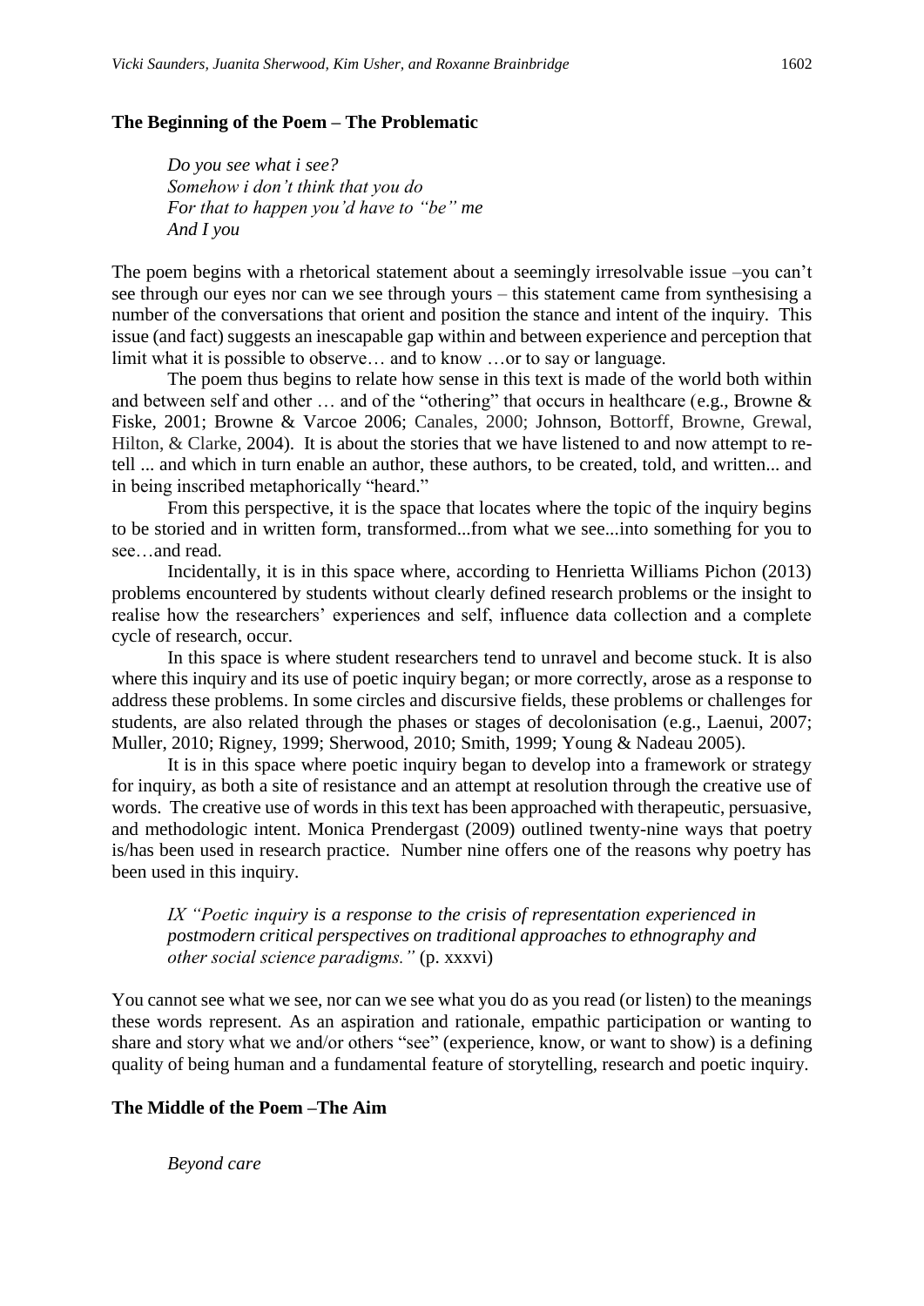### The Beginning of the Poem – The Problematic

*Do you see what i see?*
*Somehow i don't think that you do*
*For that to happen you'd have to "be" me*
*And I you*

The poem begins with a rhetorical statement about a seemingly irresolvable issue –you can't see through our eyes nor can we see through yours – this statement came from synthesising a number of the conversations that orient and position the stance and intent of the inquiry. This issue (and fact) suggests an inescapable gap within and between experience and perception that limit what it is possible to observe… and to know …or to say or language.

The poem thus begins to relate how sense in this text is made of the world both within and between self and other … and of the "othering" that occurs in healthcare (e.g., Browne & Fiske, 2001; Browne & Varcoe 2006; Canales, 2000; Johnson, Bottorff, Browne, Grewal, Hilton, & Clarke, 2004). It is about the stories that we have listened to and now attempt to re-tell ... and which in turn enable an author, these authors, to be created, told, and written... and in being inscribed metaphorically "heard."

From this perspective, it is the space that locates where the topic of the inquiry begins to be storied and in written form, transformed...from what we see...into something for you to see…and read.

Incidentally, it is in this space where, according to Henrietta Williams Pichon (2013) problems encountered by students without clearly defined research problems or the insight to realise how the researchers' experiences and self, influence data collection and a complete cycle of research, occur.

In this space is where student researchers tend to unravel and become stuck. It is also where this inquiry and its use of poetic inquiry began; or more correctly, arose as a response to address these problems. In some circles and discursive fields, these problems or challenges for students, are also related through the phases or stages of decolonisation (e.g., Laenui, 2007; Muller, 2010; Rigney, 1999; Sherwood, 2010; Smith, 1999; Young & Nadeau 2005).

It is in this space where poetic inquiry began to develop into a framework or strategy for inquiry, as both a site of resistance and an attempt at resolution through the creative use of words. The creative use of words in this text has been approached with therapeutic, persuasive, and methodologic intent. Monica Prendergast (2009) outlined twenty-nine ways that poetry is/has been used in research practice. Number nine offers one of the reasons why poetry has been used in this inquiry.

> *IX "Poetic inquiry is a response to the crisis of representation experienced in postmodern critical perspectives on traditional approaches to ethnography and other social science paradigms."* (p. xxxvi)

You cannot see what we see, nor can we see what you do as you read (or listen) to the meanings these words represent. As an aspiration and rationale, empathic participation or wanting to share and story what we and/or others "see" (experience, know, or want to show) is a defining quality of being human and a fundamental feature of storytelling, research and poetic inquiry.

### The Middle of the Poem –The Aim

*Beyond care*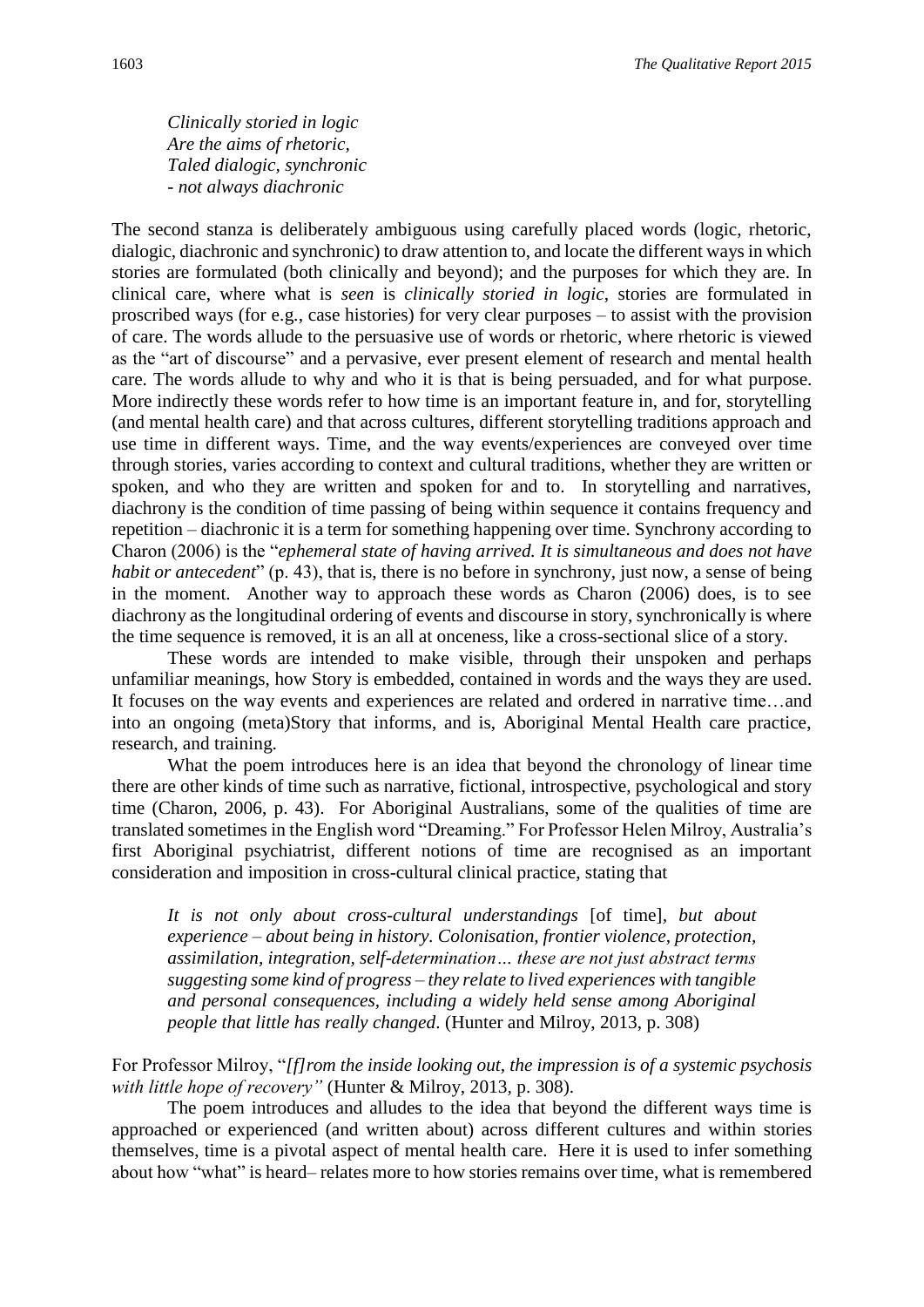*Clinically storied in logic*  
*Are the aims of rhetoric,*  
*Taled dialogic, synchronic*  
*- not always diachronic*

The second stanza is deliberately ambiguous using carefully placed words (logic, rhetoric, dialogic, diachronic and synchronic) to draw attention to, and locate the different ways in which stories are formulated (both clinically and beyond); and the purposes for which they are. In clinical care, where what is *seen* is *clinically storied in logic*, stories are formulated in proscribed ways (for e.g., case histories) for very clear purposes – to assist with the provision of care. The words allude to the persuasive use of words or rhetoric, where rhetoric is viewed as the "art of discourse" and a pervasive, ever present element of research and mental health care. The words allude to why and who it is that is being persuaded, and for what purpose. More indirectly these words refer to how time is an important feature in, and for, storytelling (and mental health care) and that across cultures, different storytelling traditions approach and use time in different ways. Time, and the way events/experiences are conveyed over time through stories, varies according to context and cultural traditions, whether they are written or spoken, and who they are written and spoken for and to. In storytelling and narratives, diachrony is the condition of time passing of being within sequence it contains frequency and repetition – diachronic it is a term for something happening over time. Synchrony according to Charon (2006) is the "*ephemeral state of having arrived. It is simultaneous and does not have habit or antecedent*" (p. 43), that is, there is no before in synchrony, just now, a sense of being in the moment. Another way to approach these words as Charon (2006) does, is to see diachrony as the longitudinal ordering of events and discourse in story, synchronically is where the time sequence is removed, it is an all at onceness, like a cross-sectional slice of a story.

These words are intended to make visible, through their unspoken and perhaps unfamiliar meanings, how Story is embedded, contained in words and the ways they are used. It focuses on the way events and experiences are related and ordered in narrative time…and into an ongoing (meta)Story that informs, and is, Aboriginal Mental Health care practice, research, and training.

What the poem introduces here is an idea that beyond the chronology of linear time there are other kinds of time such as narrative, fictional, introspective, psychological and story time (Charon, 2006, p. 43). For Aboriginal Australians, some of the qualities of time are translated sometimes in the English word "Dreaming." For Professor Helen Milroy, Australia's first Aboriginal psychiatrist, different notions of time are recognised as an important consideration and imposition in cross-cultural clinical practice, stating that

> *It is not only about cross-cultural understandings* [of time], *but about experience – about being in history. Colonisation, frontier violence, protection, assimilation, integration, self-determination… these are not just abstract terms suggesting some kind of progress – they relate to lived experiences with tangible and personal consequences, including a widely held sense among Aboriginal people that little has really changed*. (Hunter and Milroy, 2013, p. 308)

For Professor Milroy, "*[f]rom the inside looking out, the impression is of a systemic psychosis with little hope of recovery"* (Hunter & Milroy, 2013, p. 308).

The poem introduces and alludes to the idea that beyond the different ways time is approached or experienced (and written about) across different cultures and within stories themselves, time is a pivotal aspect of mental health care. Here it is used to infer something about how "what" is heard– relates more to how stories remains over time, what is remembered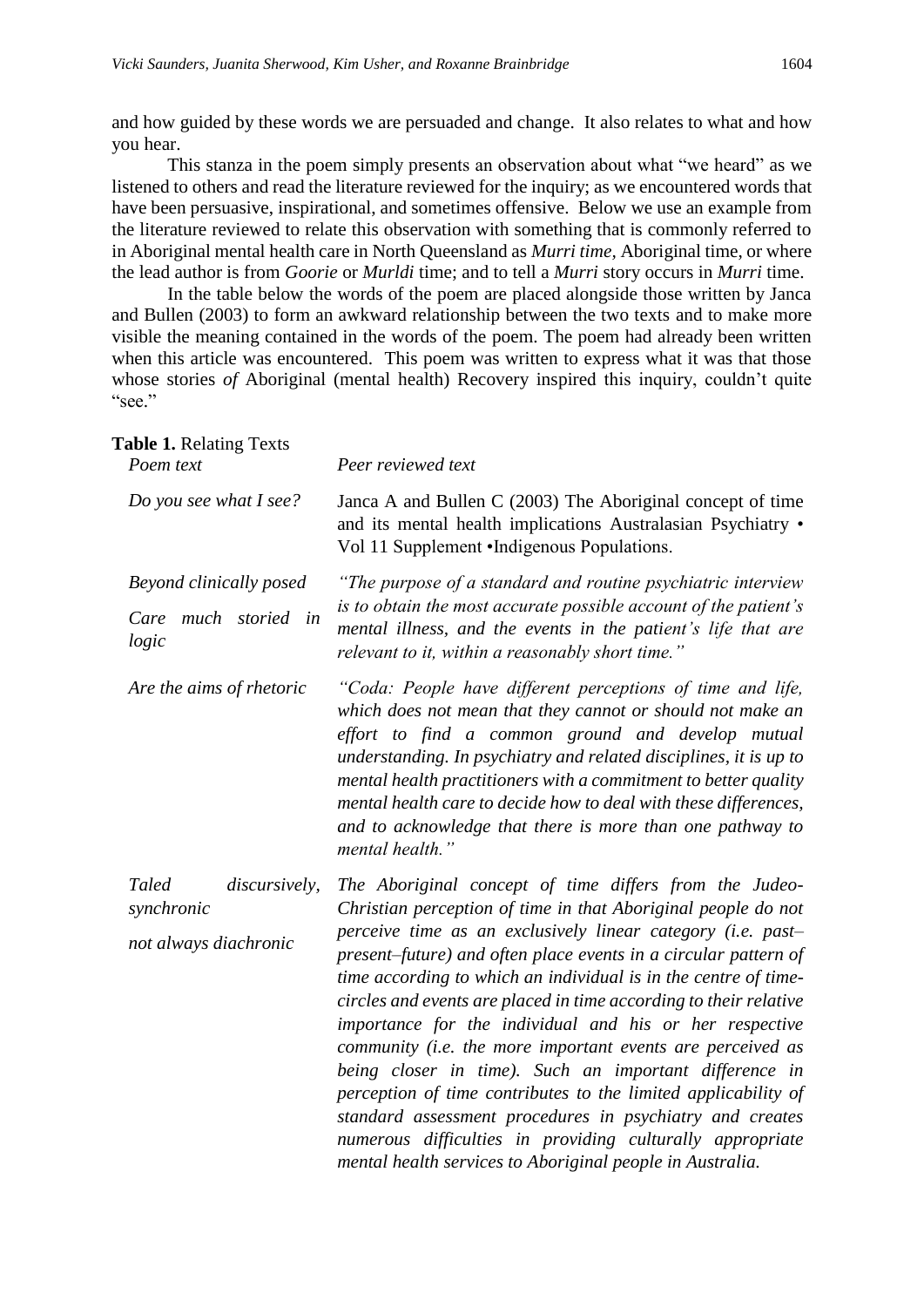and how guided by these words we are persuaded and change. It also relates to what and how you hear.

This stanza in the poem simply presents an observation about what "we heard" as we listened to others and read the literature reviewed for the inquiry; as we encountered words that have been persuasive, inspirational, and sometimes offensive. Below we use an example from the literature reviewed to relate this observation with something that is commonly referred to in Aboriginal mental health care in North Queensland as *Murri time*, Aboriginal time, or where the lead author is from *Goorie* or *Murldi* time; and to tell a *Murri* story occurs in *Murri* time.

In the table below the words of the poem are placed alongside those written by Janca and Bullen (2003) to form an awkward relationship between the two texts and to make more visible the meaning contained in the words of the poem. The poem had already been written when this article was encountered. This poem was written to express what it was that those whose stories *of* Aboriginal (mental health) Recovery inspired this inquiry, couldn't quite "see."

**Table 1.** Relating Texts

| *Poem text* | *Peer reviewed text* |
|---|---|
| *Do you see what I see?* | Janca A and Bullen C (2003) The Aboriginal concept of time and its mental health implications Australasian Psychiatry • Vol 11 Supplement •Indigenous Populations. |
| *Beyond clinically posed*<br>*Care much storied in logic* | *"The purpose of a standard and routine psychiatric interview is to obtain the most accurate possible account of the patient's mental illness, and the events in the patient's life that are relevant to it, within a reasonably short time."* |
| *Are the aims of rhetoric* | *"Coda: People have different perceptions of time and life, which does not mean that they cannot or should not make an effort to find a common ground and develop mutual understanding. In psychiatry and related disciplines, it is up to mental health practitioners with a commitment to better quality mental health care to decide how to deal with these differences, and to acknowledge that there is more than one pathway to mental health."* |
| *Taled discursively, synchronic*<br>*not always diachronic* | *The Aboriginal concept of time differs from the Judeo-Christian perception of time in that Aboriginal people do not perceive time as an exclusively linear category (i.e. past–present–future) and often place events in a circular pattern of time according to which an individual is in the centre of time-circles and events are placed in time according to their relative importance for the individual and his or her respective community (i.e. the more important events are perceived as being closer in time). Such an important difference in perception of time contributes to the limited applicability of standard assessment procedures in psychiatry and creates numerous difficulties in providing culturally appropriate mental health services to Aboriginal people in Australia.* |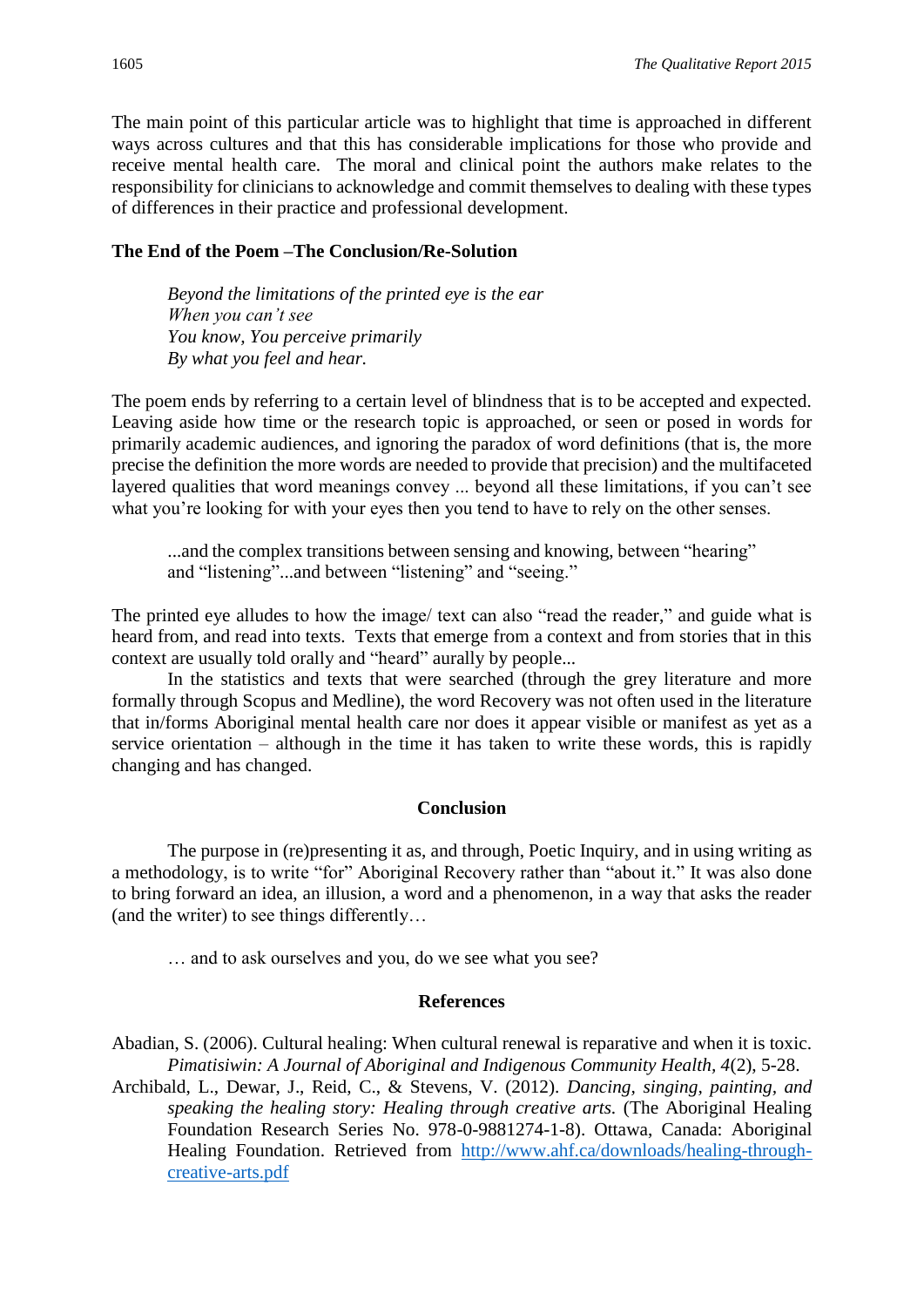The main point of this particular article was to highlight that time is approached in different ways across cultures and that this has considerable implications for those who provide and receive mental health care. The moral and clinical point the authors make relates to the responsibility for clinicians to acknowledge and commit themselves to dealing with these types of differences in their practice and professional development.

**The End of the Poem –The Conclusion/Re-Solution**

> *Beyond the limitations of the printed eye is the ear*
> *When you can't see*
> *You know, You perceive primarily*
> *By what you feel and hear.*

The poem ends by referring to a certain level of blindness that is to be accepted and expected. Leaving aside how time or the research topic is approached, or seen or posed in words for primarily academic audiences, and ignoring the paradox of word definitions (that is, the more precise the definition the more words are needed to provide that precision) and the multifaceted layered qualities that word meanings convey ... beyond all these limitations, if you can't see what you're looking for with your eyes then you tend to have to rely on the other senses.

> ...and the complex transitions between sensing and knowing, between "hearing" and "listening"...and between "listening" and "seeing."

The printed eye alludes to how the image/ text can also "read the reader," and guide what is heard from, and read into texts. Texts that emerge from a context and from stories that in this context are usually told orally and "heard" aurally by people...

In the statistics and texts that were searched (through the grey literature and more formally through Scopus and Medline), the word Recovery was not often used in the literature that in/forms Aboriginal mental health care nor does it appear visible or manifest as yet as a service orientation – although in the time it has taken to write these words, this is rapidly changing and has changed.

## Conclusion

The purpose in (re)presenting it as, and through, Poetic Inquiry, and in using writing as a methodology, is to write "for" Aboriginal Recovery rather than "about it." It was also done to bring forward an idea, an illusion, a word and a phenomenon, in a way that asks the reader (and the writer) to see things differently…

> … and to ask ourselves and you, do we see what you see?

## References

Abadian, S. (2006). Cultural healing: When cultural renewal is reparative and when it is toxic. *Pimatisiwin: A Journal of Aboriginal and Indigenous Community Health, 4*(2), 5-28.

Archibald, L., Dewar, J., Reid, C., & Stevens, V. (2012). *Dancing, singing, painting, and speaking the healing story: Healing through creative arts.* (The Aboriginal Healing Foundation Research Series No. 978-0-9881274-1-8). Ottawa, Canada: Aboriginal Healing Foundation. Retrieved from http://www.ahf.ca/downloads/healing-through-creative-arts.pdf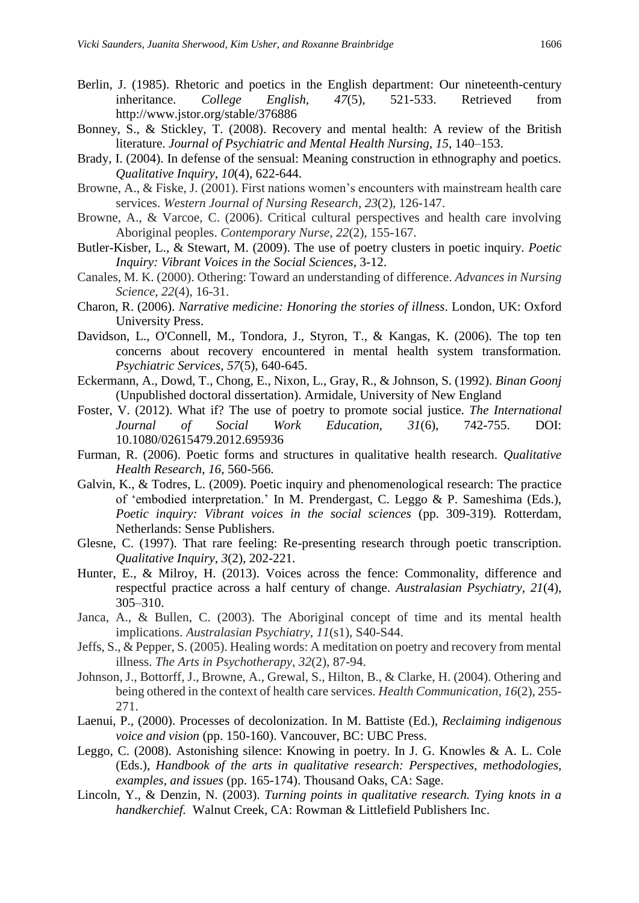Berlin, J. (1985). Rhetoric and poetics in the English department: Our nineteenth-century inheritance. *College English*, *47*(5), 521-533. Retrieved from http://www.jstor.org/stable/376886

Bonney, S., & Stickley, T. (2008). Recovery and mental health: A review of the British literature. *Journal of Psychiatric and Mental Health Nursing*, *15*, 140–153.

Brady, I. (2004). In defense of the sensual: Meaning construction in ethnography and poetics. *Qualitative Inquiry*, *10*(4), 622-644.

Browne, A., & Fiske, J. (2001). First nations women's encounters with mainstream health care services. *Western Journal of Nursing Research*, *23*(2), 126-147.

Browne, A., & Varcoe, C. (2006). Critical cultural perspectives and health care involving Aboriginal peoples. *Contemporary Nurse*, *22*(2), 155-167.

Butler-Kisber, L., & Stewart, M. (2009). The use of poetry clusters in poetic inquiry. *Poetic Inquiry: Vibrant Voices in the Social Sciences*, 3-12.

Canales, M. K. (2000). Othering: Toward an understanding of difference. *Advances in Nursing Science*, *22*(4), 16-31.

Charon, R. (2006). *Narrative medicine: Honoring the stories of illness*. London, UK: Oxford University Press.

Davidson, L., O'Connell, M., Tondora, J., Styron, T., & Kangas, K. (2006). The top ten concerns about recovery encountered in mental health system transformation. *Psychiatric Services*, *57*(5), 640-645.

Eckermann, A., Dowd, T., Chong, E., Nixon, L., Gray, R., & Johnson, S. (1992). *Binan Goonj* (Unpublished doctoral dissertation). Armidale, University of New England

Foster, V. (2012). What if? The use of poetry to promote social justice. *The International Journal of Social Work Education*, *31*(6), 742-755. DOI: 10.1080/02615479.2012.695936

Furman, R. (2006). Poetic forms and structures in qualitative health research. *Qualitative Health Research*, *16*, 560-566.

Galvin, K., & Todres, L. (2009). Poetic inquiry and phenomenological research: The practice of 'embodied interpretation.' In M. Prendergast, C. Leggo & P. Sameshima (Eds.), *Poetic inquiry: Vibrant voices in the social sciences* (pp. 309-319). Rotterdam, Netherlands: Sense Publishers.

Glesne, C. (1997). That rare feeling: Re-presenting research through poetic transcription. *Qualitative Inquiry*, *3*(2), 202-221.

Hunter, E., & Milroy, H. (2013). Voices across the fence: Commonality, difference and respectful practice across a half century of change. *Australasian Psychiatry*, *21*(4), 305–310.

Janca, A., & Bullen, C. (2003). The Aboriginal concept of time and its mental health implications. *Australasian Psychiatry*, *11*(s1), S40-S44.

Jeffs, S., & Pepper, S. (2005). Healing words: A meditation on poetry and recovery from mental illness. *The Arts in Psychotherapy*, *32*(2), 87-94.

Johnson, J., Bottorff, J., Browne, A., Grewal, S., Hilton, B., & Clarke, H. (2004). Othering and being othered in the context of health care services. *Health Communication*, *16*(2), 255-271.

Laenui, P., (2000). Processes of decolonization. In M. Battiste (Ed.), *Reclaiming indigenous voice and vision* (pp. 150-160). Vancouver, BC: UBC Press.

Leggo, C. (2008). Astonishing silence: Knowing in poetry. In J. G. Knowles & A. L. Cole (Eds.), *Handbook of the arts in qualitative research: Perspectives, methodologies, examples, and issues* (pp. 165-174). Thousand Oaks, CA: Sage.

Lincoln, Y., & Denzin, N. (2003). *Turning points in qualitative research. Tying knots in a handkerchief.* Walnut Creek, CA: Rowman & Littlefield Publishers Inc.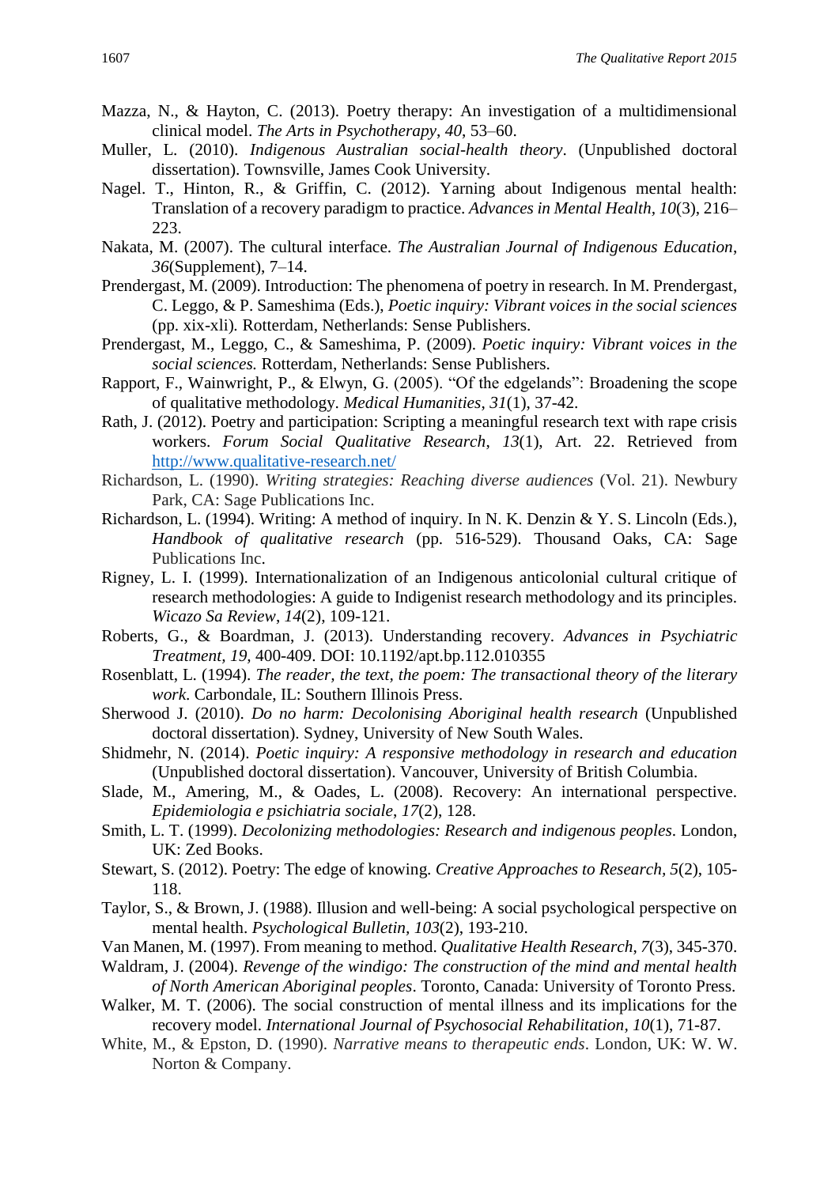Mazza, N., & Hayton, C. (2013). Poetry therapy: An investigation of a multidimensional clinical model. *The Arts in Psychotherapy*, *40*, 53–60.

Muller, L. (2010). *Indigenous Australian social-health theory*. (Unpublished doctoral dissertation). Townsville, James Cook University.

Nagel. T., Hinton, R., & Griffin, C. (2012). Yarning about Indigenous mental health: Translation of a recovery paradigm to practice. *Advances in Mental Health, 10*(3), 216–223.

Nakata, M. (2007). The cultural interface. *The Australian Journal of Indigenous Education*, *36*(Supplement), 7–14.

Prendergast, M. (2009). Introduction: The phenomena of poetry in research. In M. Prendergast, C. Leggo, & P. Sameshima (Eds.), *Poetic inquiry: Vibrant voices in the social sciences* (pp. xix-xli)*.* Rotterdam, Netherlands: Sense Publishers.

Prendergast, M., Leggo, C., & Sameshima, P. (2009). *Poetic inquiry: Vibrant voices in the social sciences.* Rotterdam, Netherlands: Sense Publishers.

Rapport, F., Wainwright, P., & Elwyn, G. (2005). "Of the edgelands": Broadening the scope of qualitative methodology. *Medical Humanities*, *31*(1), 37-42.

Rath, J. (2012). Poetry and participation: Scripting a meaningful research text with rape crisis workers. *Forum Social Qualitative Research*, *13*(1), Art. 22. Retrieved from http://www.qualitative-research.net/

Richardson, L. (1990). *Writing strategies: Reaching diverse audiences* (Vol. 21). Newbury Park, CA: Sage Publications Inc.

Richardson, L. (1994). Writing: A method of inquiry. In N. K. Denzin & Y. S. Lincoln (Eds.), *Handbook of qualitative research* (pp. 516-529). Thousand Oaks, CA: Sage Publications Inc.

Rigney, L. I. (1999). Internationalization of an Indigenous anticolonial cultural critique of research methodologies: A guide to Indigenist research methodology and its principles. *Wicazo Sa Review*, *14*(2), 109-121.

Roberts, G., & Boardman, J. (2013). Understanding recovery. *Advances in Psychiatric Treatment, 19,* 400-409. DOI: 10.1192/apt.bp.112.010355

Rosenblatt, L. (1994). *The reader, the text, the poem: The transactional theory of the literary work.* Carbondale, IL: Southern Illinois Press.

Sherwood J. (2010). *Do no harm: Decolonising Aboriginal health research* (Unpublished doctoral dissertation). Sydney, University of New South Wales.

Shidmehr, N. (2014). *Poetic inquiry: A responsive methodology in research and education* (Unpublished doctoral dissertation). Vancouver, University of British Columbia.

Slade, M., Amering, M., & Oades, L. (2008). Recovery: An international perspective. *Epidemiologia e psichiatria sociale*, *17*(2), 128.

Smith, L. T. (1999). *Decolonizing methodologies: Research and indigenous peoples*. London, UK: Zed Books.

Stewart, S. (2012). Poetry: The edge of knowing. *Creative Approaches to Research*, *5*(2), 105-118.

Taylor, S., & Brown, J. (1988). Illusion and well-being: A social psychological perspective on mental health. *Psychological Bulletin, 103*(2), 193-210.

Van Manen, M. (1997). From meaning to method. *Qualitative Health Research*, *7*(3), 345-370.

Waldram, J. (2004). *Revenge of the windigo: The construction of the mind and mental health of North American Aboriginal peoples*. Toronto, Canada: University of Toronto Press.

Walker, M. T. (2006). The social construction of mental illness and its implications for the recovery model. *International Journal of Psychosocial Rehabilitation*, *10*(1), 71-87.

White, M., & Epston, D. (1990). *Narrative means to therapeutic ends*. London, UK: W. W. Norton & Company.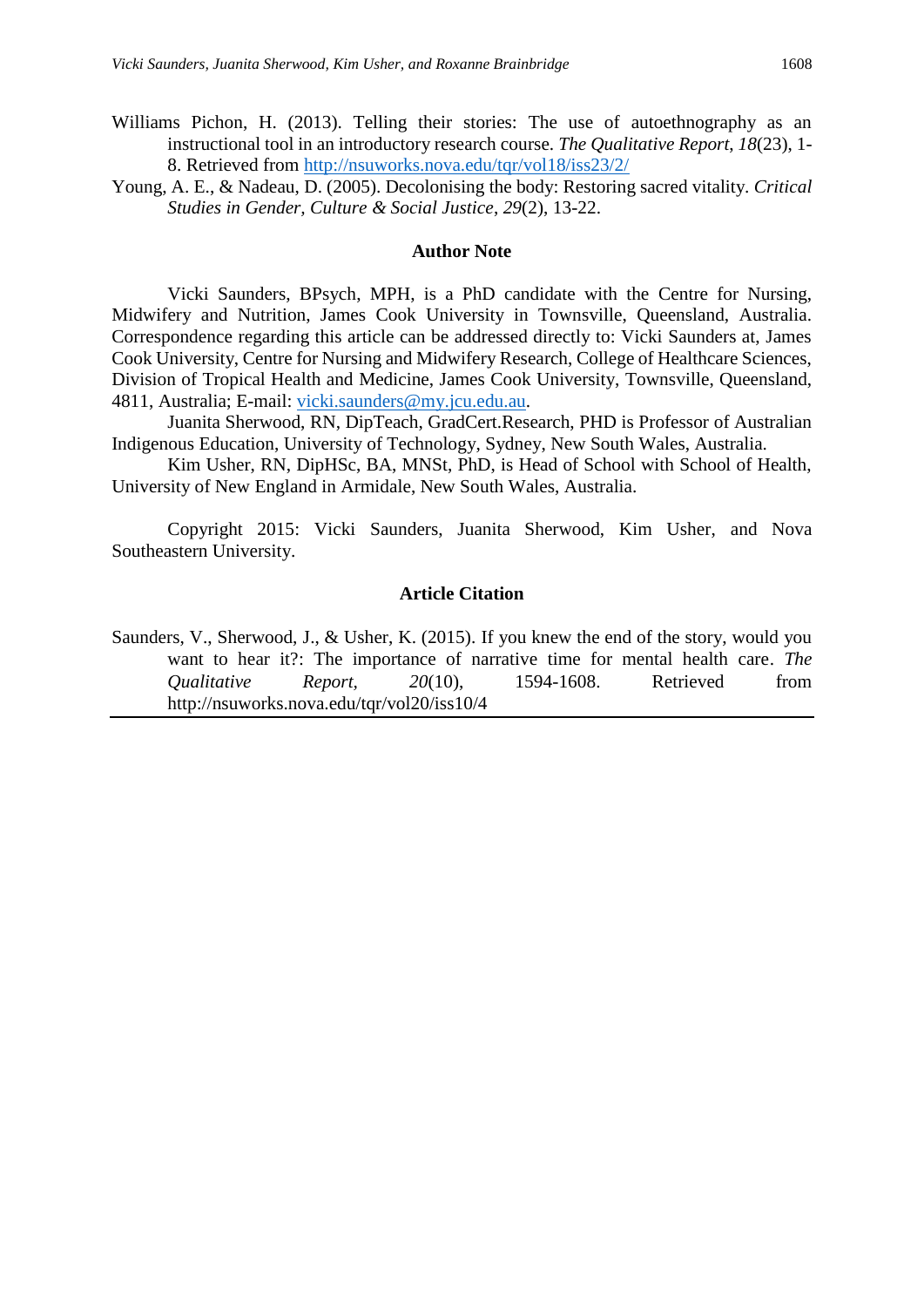Williams Pichon, H. (2013). Telling their stories: The use of autoethnography as an instructional tool in an introductory research course. *The Qualitative Report*, *18*(23), 1-8. Retrieved from http://nsuworks.nova.edu/tqr/vol18/iss23/2/

Young, A. E., & Nadeau, D. (2005). Decolonising the body: Restoring sacred vitality. *Critical Studies in Gender, Culture & Social Justice*, *29*(2), 13-22.

## Author Note

Vicki Saunders, BPsych, MPH, is a PhD candidate with the Centre for Nursing, Midwifery and Nutrition, James Cook University in Townsville, Queensland, Australia. Correspondence regarding this article can be addressed directly to: Vicki Saunders at, James Cook University, Centre for Nursing and Midwifery Research, College of Healthcare Sciences, Division of Tropical Health and Medicine, James Cook University, Townsville, Queensland, 4811, Australia; E-mail: vicki.saunders@my.jcu.edu.au.

Juanita Sherwood, RN, DipTeach, GradCert.Research, PHD is Professor of Australian Indigenous Education, University of Technology, Sydney, New South Wales, Australia.

Kim Usher, RN, DipHSc, BA, MNSt, PhD, is Head of School with School of Health, University of New England in Armidale, New South Wales, Australia.

Copyright 2015: Vicki Saunders, Juanita Sherwood, Kim Usher, and Nova Southeastern University.

## Article Citation

Saunders, V., Sherwood, J., & Usher, K. (2015). If you knew the end of the story, would you want to hear it?: The importance of narrative time for mental health care. *The Qualitative Report*, *20*(10), 1594-1608. Retrieved from http://nsuworks.nova.edu/tqr/vol20/iss10/4